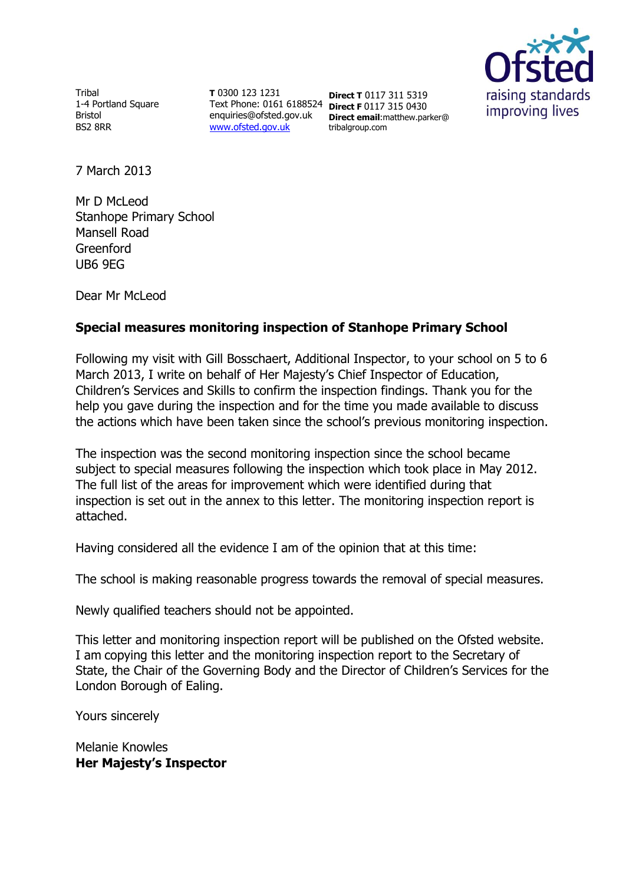Tribal
1-4 Portland Square
Bristol
BS2 8RR

**T** 0300 123 1231
Text Phone: 0161 6188524
enquiries@ofsted.gov.uk
www.ofsted.gov.uk

**Direct T** 0117 311 5319
**Direct F** 0117 315 0430
**Direct email**:matthew.parker@tribalgroup.com

7 March 2013

Mr D McLeod
Stanhope Primary School
Mansell Road
Greenford
UB6 9EG

Dear Mr McLeod

**Special measures monitoring inspection of Stanhope Primary School**

Following my visit with Gill Bosschaert, Additional Inspector, to your school on 5 to 6 March 2013, I write on behalf of Her Majesty's Chief Inspector of Education, Children's Services and Skills to confirm the inspection findings. Thank you for the help you gave during the inspection and for the time you made available to discuss the actions which have been taken since the school's previous monitoring inspection.

The inspection was the second monitoring inspection since the school became subject to special measures following the inspection which took place in May 2012. The full list of the areas for improvement which were identified during that inspection is set out in the annex to this letter. The monitoring inspection report is attached.

Having considered all the evidence I am of the opinion that at this time:

The school is making reasonable progress towards the removal of special measures.

Newly qualified teachers should not be appointed.

This letter and monitoring inspection report will be published on the Ofsted website. I am copying this letter and the monitoring inspection report to the Secretary of State, the Chair of the Governing Body and the Director of Children's Services for the London Borough of Ealing.

Yours sincerely

Melanie Knowles
**Her Majesty's Inspector**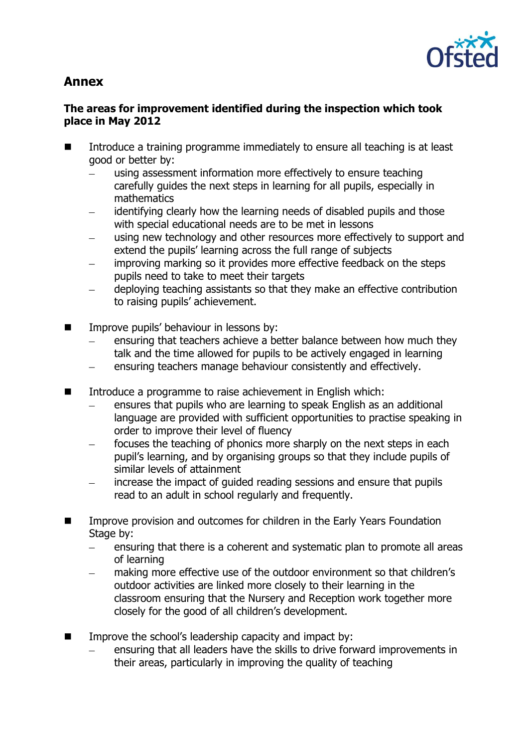## Annex

### The areas for improvement identified during the inspection which took place in May 2012

- Introduce a training programme immediately to ensure all teaching is at least good or better by:
  - using assessment information more effectively to ensure teaching carefully guides the next steps in learning for all pupils, especially in mathematics
  - identifying clearly how the learning needs of disabled pupils and those with special educational needs are to be met in lessons
  - using new technology and other resources more effectively to support and extend the pupils' learning across the full range of subjects
  - improving marking so it provides more effective feedback on the steps pupils need to take to meet their targets
  - deploying teaching assistants so that they make an effective contribution to raising pupils' achievement.

- Improve pupils' behaviour in lessons by:
  - ensuring that teachers achieve a better balance between how much they talk and the time allowed for pupils to be actively engaged in learning
  - ensuring teachers manage behaviour consistently and effectively.

- Introduce a programme to raise achievement in English which:
  - ensures that pupils who are learning to speak English as an additional language are provided with sufficient opportunities to practise speaking in order to improve their level of fluency
  - focuses the teaching of phonics more sharply on the next steps in each pupil's learning, and by organising groups so that they include pupils of similar levels of attainment
  - increase the impact of guided reading sessions and ensure that pupils read to an adult in school regularly and frequently.

- Improve provision and outcomes for children in the Early Years Foundation Stage by:
  - ensuring that there is a coherent and systematic plan to promote all areas of learning
  - making more effective use of the outdoor environment so that children's outdoor activities are linked more closely to their learning in the classroom ensuring that the Nursery and Reception work together more closely for the good of all children's development.

- Improve the school's leadership capacity and impact by:
  - ensuring that all leaders have the skills to drive forward improvements in their areas, particularly in improving the quality of teaching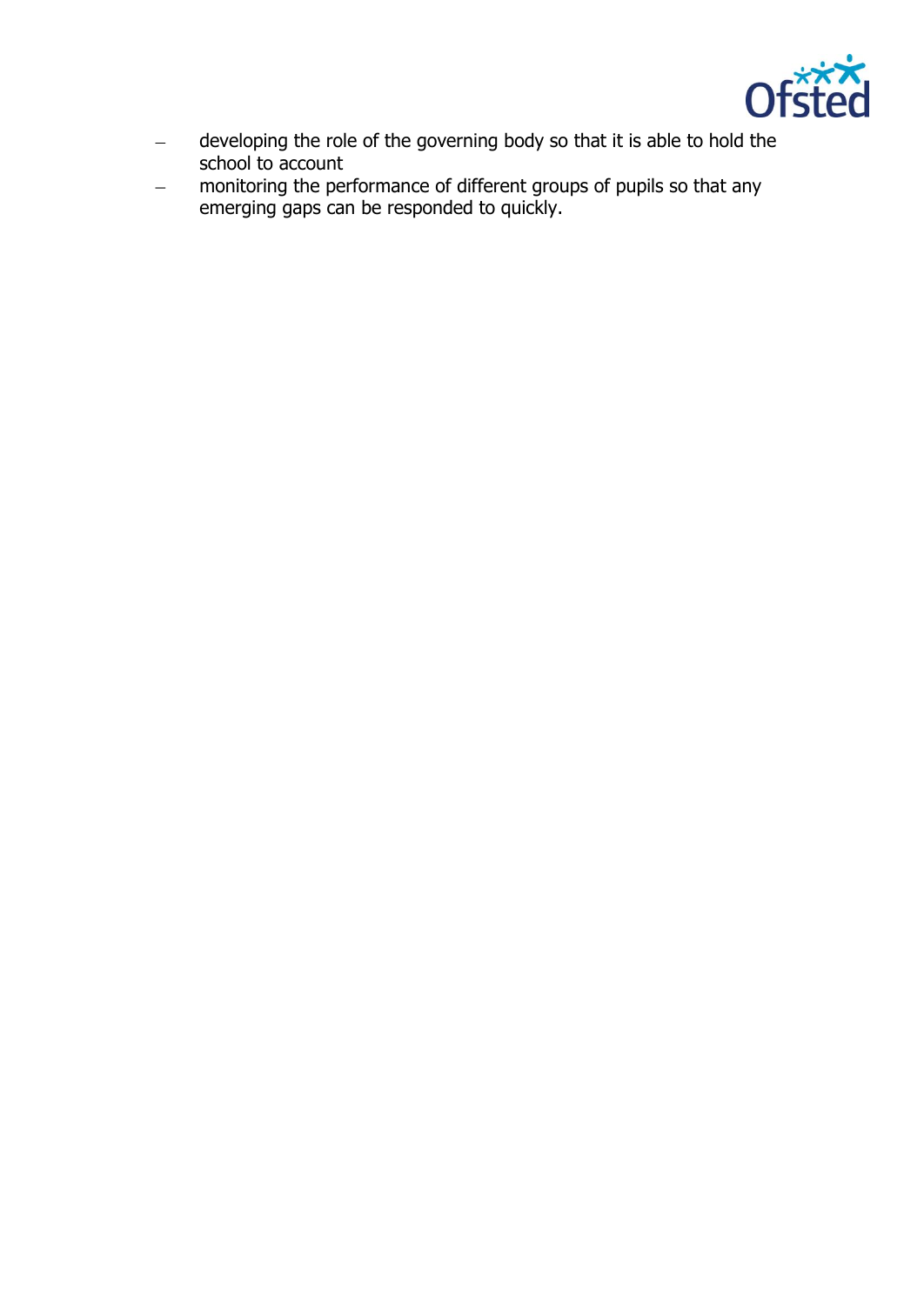- developing the role of the governing body so that it is able to hold the school to account
- monitoring the performance of different groups of pupils so that any emerging gaps can be responded to quickly.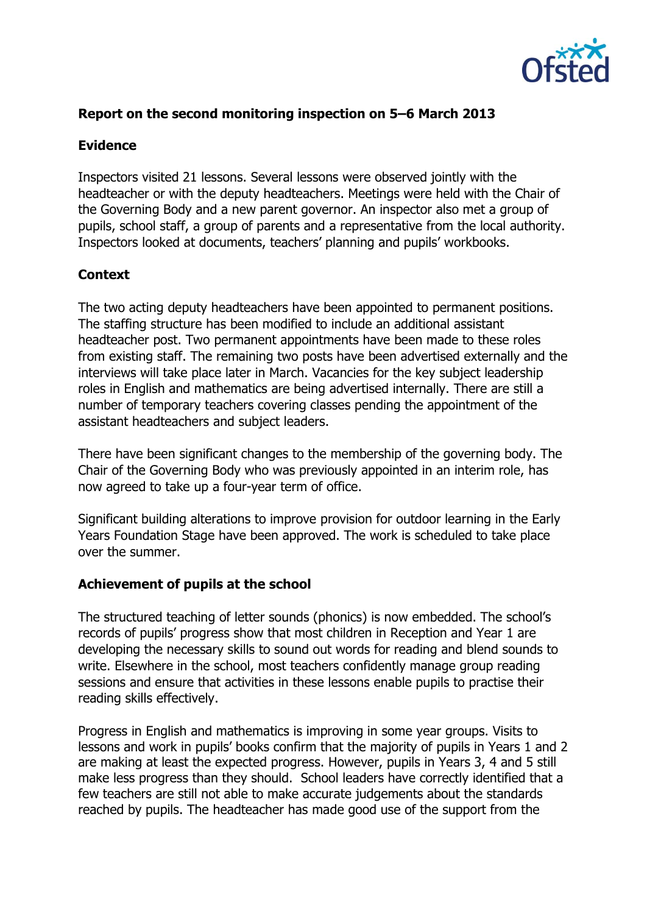## Report on the second monitoring inspection on 5–6 March 2013

### Evidence

Inspectors visited 21 lessons. Several lessons were observed jointly with the headteacher or with the deputy headteachers. Meetings were held with the Chair of the Governing Body and a new parent governor. An inspector also met a group of pupils, school staff, a group of parents and a representative from the local authority. Inspectors looked at documents, teachers' planning and pupils' workbooks.

### Context

The two acting deputy headteachers have been appointed to permanent positions. The staffing structure has been modified to include an additional assistant headteacher post. Two permanent appointments have been made to these roles from existing staff. The remaining two posts have been advertised externally and the interviews will take place later in March. Vacancies for the key subject leadership roles in English and mathematics are being advertised internally. There are still a number of temporary teachers covering classes pending the appointment of the assistant headteachers and subject leaders.

There have been significant changes to the membership of the governing body. The Chair of the Governing Body who was previously appointed in an interim role, has now agreed to take up a four-year term of office.

Significant building alterations to improve provision for outdoor learning in the Early Years Foundation Stage have been approved. The work is scheduled to take place over the summer.

### Achievement of pupils at the school

The structured teaching of letter sounds (phonics) is now embedded. The school's records of pupils' progress show that most children in Reception and Year 1 are developing the necessary skills to sound out words for reading and blend sounds to write. Elsewhere in the school, most teachers confidently manage group reading sessions and ensure that activities in these lessons enable pupils to practise their reading skills effectively.

Progress in English and mathematics is improving in some year groups. Visits to lessons and work in pupils' books confirm that the majority of pupils in Years 1 and 2 are making at least the expected progress. However, pupils in Years 3, 4 and 5 still make less progress than they should. School leaders have correctly identified that a few teachers are still not able to make accurate judgements about the standards reached by pupils. The headteacher has made good use of the support from the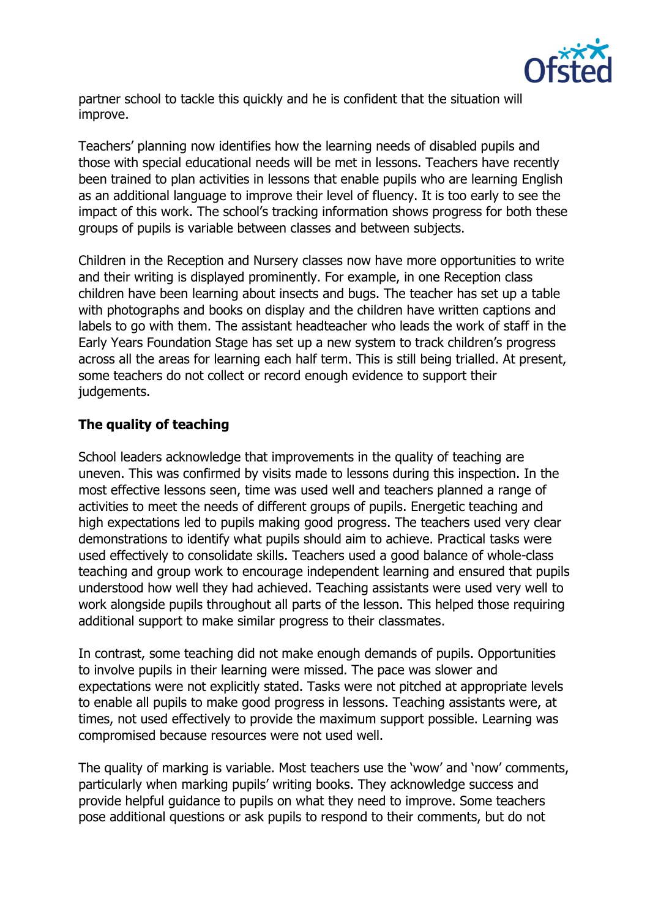partner school to tackle this quickly and he is confident that the situation will improve.

Teachers' planning now identifies how the learning needs of disabled pupils and those with special educational needs will be met in lessons. Teachers have recently been trained to plan activities in lessons that enable pupils who are learning English as an additional language to improve their level of fluency. It is too early to see the impact of this work. The school's tracking information shows progress for both these groups of pupils is variable between classes and between subjects.

Children in the Reception and Nursery classes now have more opportunities to write and their writing is displayed prominently. For example, in one Reception class children have been learning about insects and bugs. The teacher has set up a table with photographs and books on display and the children have written captions and labels to go with them. The assistant headteacher who leads the work of staff in the Early Years Foundation Stage has set up a new system to track children's progress across all the areas for learning each half term. This is still being trialled. At present, some teachers do not collect or record enough evidence to support their judgements.

**The quality of teaching**

School leaders acknowledge that improvements in the quality of teaching are uneven. This was confirmed by visits made to lessons during this inspection. In the most effective lessons seen, time was used well and teachers planned a range of activities to meet the needs of different groups of pupils. Energetic teaching and high expectations led to pupils making good progress. The teachers used very clear demonstrations to identify what pupils should aim to achieve. Practical tasks were used effectively to consolidate skills. Teachers used a good balance of whole-class teaching and group work to encourage independent learning and ensured that pupils understood how well they had achieved. Teaching assistants were used very well to work alongside pupils throughout all parts of the lesson. This helped those requiring additional support to make similar progress to their classmates.

In contrast, some teaching did not make enough demands of pupils. Opportunities to involve pupils in their learning were missed. The pace was slower and expectations were not explicitly stated. Tasks were not pitched at appropriate levels to enable all pupils to make good progress in lessons. Teaching assistants were, at times, not used effectively to provide the maximum support possible. Learning was compromised because resources were not used well.

The quality of marking is variable. Most teachers use the 'wow' and 'now' comments, particularly when marking pupils' writing books. They acknowledge success and provide helpful guidance to pupils on what they need to improve. Some teachers pose additional questions or ask pupils to respond to their comments, but do not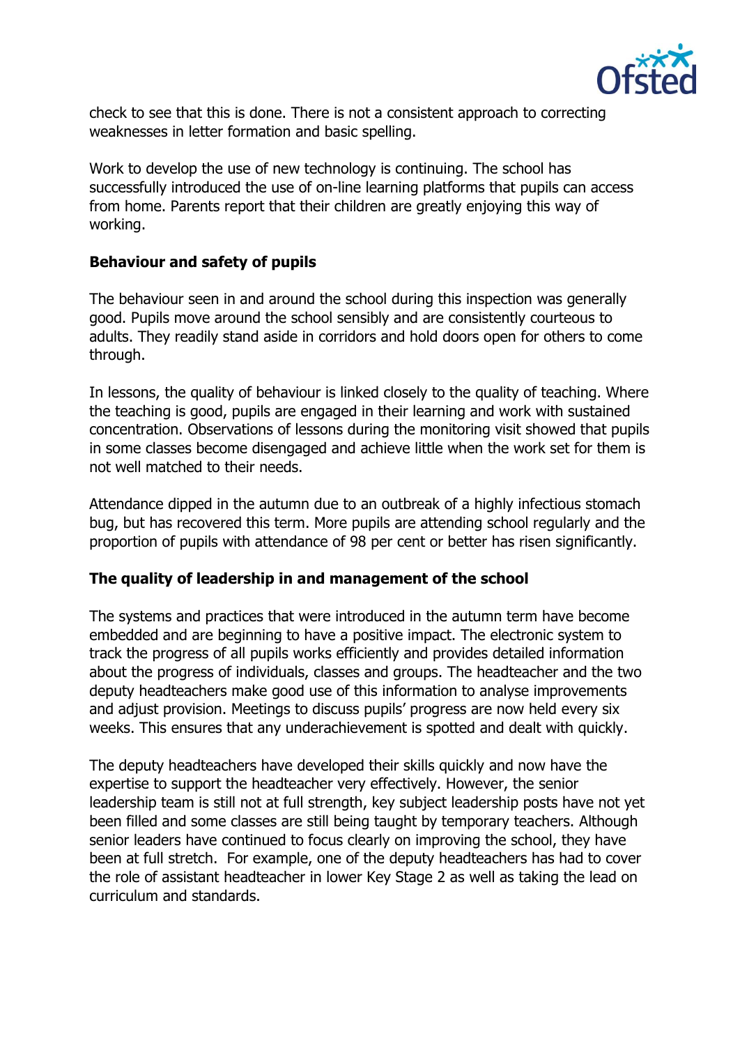check to see that this is done. There is not a consistent approach to correcting weaknesses in letter formation and basic spelling.

Work to develop the use of new technology is continuing. The school has successfully introduced the use of on-line learning platforms that pupils can access from home. Parents report that their children are greatly enjoying this way of working.

**Behaviour and safety of pupils**

The behaviour seen in and around the school during this inspection was generally good. Pupils move around the school sensibly and are consistently courteous to adults. They readily stand aside in corridors and hold doors open for others to come through.

In lessons, the quality of behaviour is linked closely to the quality of teaching. Where the teaching is good, pupils are engaged in their learning and work with sustained concentration. Observations of lessons during the monitoring visit showed that pupils in some classes become disengaged and achieve little when the work set for them is not well matched to their needs.

Attendance dipped in the autumn due to an outbreak of a highly infectious stomach bug, but has recovered this term. More pupils are attending school regularly and the proportion of pupils with attendance of 98 per cent or better has risen significantly.

**The quality of leadership in and management of the school**

The systems and practices that were introduced in the autumn term have become embedded and are beginning to have a positive impact. The electronic system to track the progress of all pupils works efficiently and provides detailed information about the progress of individuals, classes and groups. The headteacher and the two deputy headteachers make good use of this information to analyse improvements and adjust provision. Meetings to discuss pupils' progress are now held every six weeks. This ensures that any underachievement is spotted and dealt with quickly.

The deputy headteachers have developed their skills quickly and now have the expertise to support the headteacher very effectively. However, the senior leadership team is still not at full strength, key subject leadership posts have not yet been filled and some classes are still being taught by temporary teachers. Although senior leaders have continued to focus clearly on improving the school, they have been at full stretch. For example, one of the deputy headteachers has had to cover the role of assistant headteacher in lower Key Stage 2 as well as taking the lead on curriculum and standards.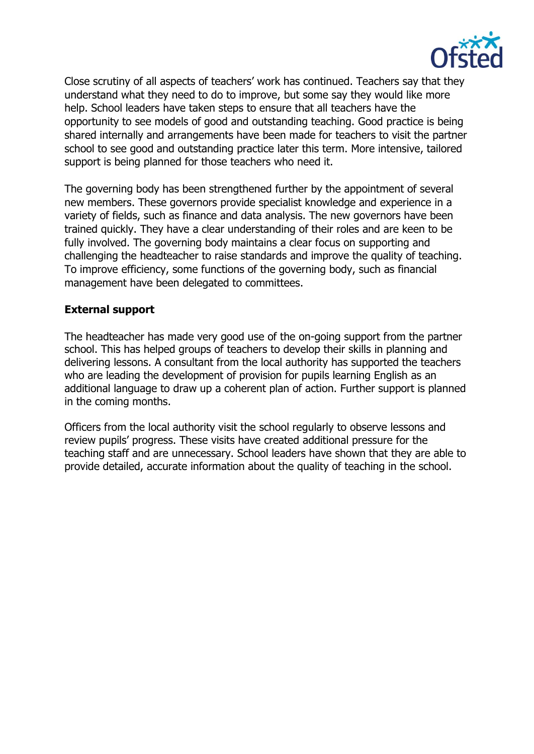Close scrutiny of all aspects of teachers' work has continued. Teachers say that they understand what they need to do to improve, but some say they would like more help. School leaders have taken steps to ensure that all teachers have the opportunity to see models of good and outstanding teaching. Good practice is being shared internally and arrangements have been made for teachers to visit the partner school to see good and outstanding practice later this term. More intensive, tailored support is being planned for those teachers who need it.

The governing body has been strengthened further by the appointment of several new members. These governors provide specialist knowledge and experience in a variety of fields, such as finance and data analysis. The new governors have been trained quickly. They have a clear understanding of their roles and are keen to be fully involved. The governing body maintains a clear focus on supporting and challenging the headteacher to raise standards and improve the quality of teaching. To improve efficiency, some functions of the governing body, such as financial management have been delegated to committees.

**External support**

The headteacher has made very good use of the on-going support from the partner school. This has helped groups of teachers to develop their skills in planning and delivering lessons. A consultant from the local authority has supported the teachers who are leading the development of provision for pupils learning English as an additional language to draw up a coherent plan of action. Further support is planned in the coming months.

Officers from the local authority visit the school regularly to observe lessons and review pupils' progress. These visits have created additional pressure for the teaching staff and are unnecessary. School leaders have shown that they are able to provide detailed, accurate information about the quality of teaching in the school.